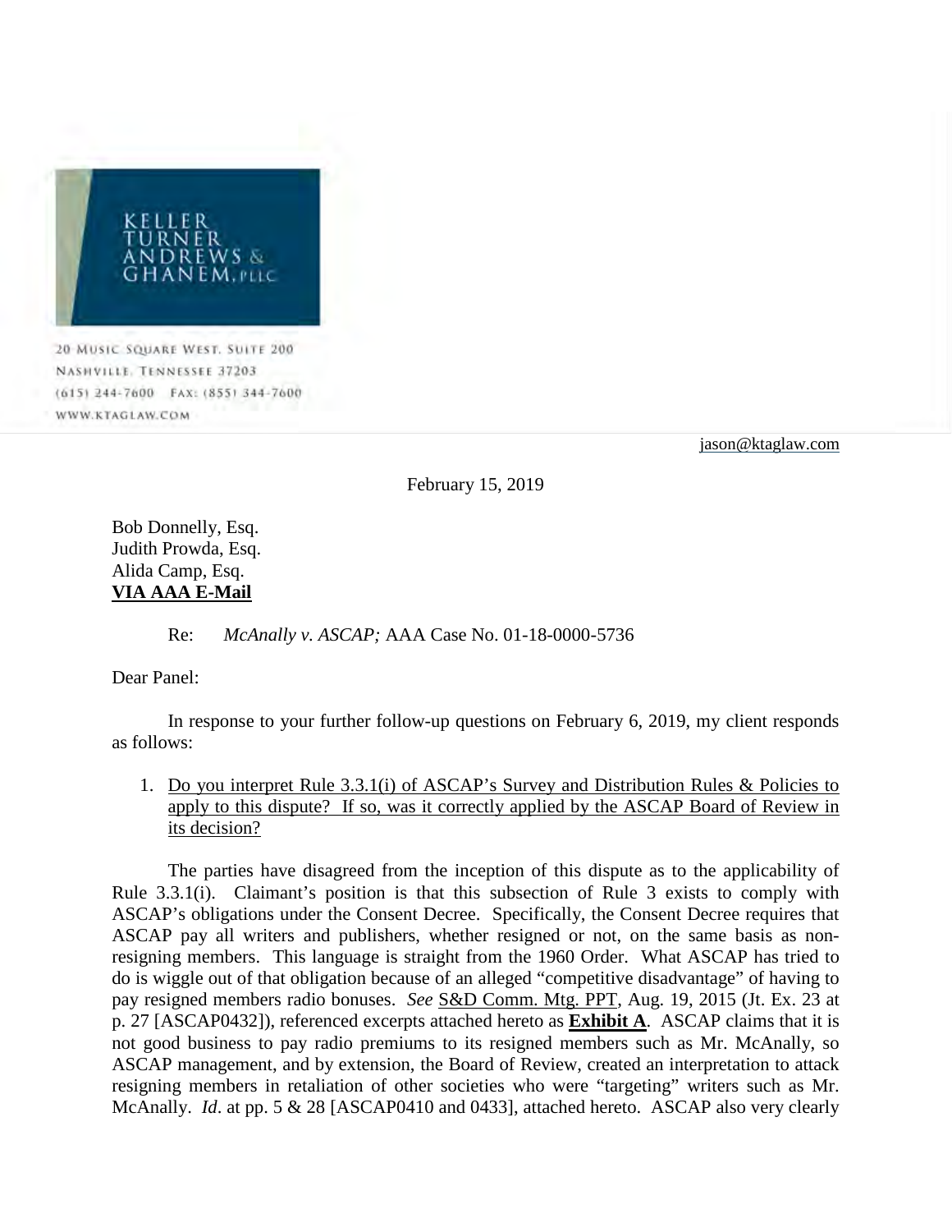KELLER TURNER ANDREWS & GHANEM, PLLC

20 Music Square West, Suite 200
Nashville, Tennessee 37203
(615) 244-7600 Fax: (855) 344-7600
www.ktaglaw.com

jason@ktaglaw.com

February 15, 2019

Bob Donnelly, Esq.
Judith Prowda, Esq.
Alida Camp, Esq.
**VIA AAA E-Mail**

Re: *McAnally v. ASCAP;* AAA Case No. 01-18-0000-5736

Dear Panel:

In response to your further follow-up questions on February 6, 2019, my client responds as follows:

1. Do you interpret Rule 3.3.1(i) of ASCAP's Survey and Distribution Rules & Policies to apply to this dispute? If so, was it correctly applied by the ASCAP Board of Review in its decision?

The parties have disagreed from the inception of this dispute as to the applicability of Rule 3.3.1(i). Claimant's position is that this subsection of Rule 3 exists to comply with ASCAP's obligations under the Consent Decree. Specifically, the Consent Decree requires that ASCAP pay all writers and publishers, whether resigned or not, on the same basis as non-resigning members. This language is straight from the 1960 Order. What ASCAP has tried to do is wiggle out of that obligation because of an alleged "competitive disadvantage" of having to pay resigned members radio bonuses. *See* S&D Comm. Mtg. PPT, Aug. 19, 2015 (Jt. Ex. 23 at p. 27 [ASCAP0432]), referenced excerpts attached hereto as **Exhibit A**. ASCAP claims that it is not good business to pay radio premiums to its resigned members such as Mr. McAnally, so ASCAP management, and by extension, the Board of Review, created an interpretation to attack resigning members in retaliation of other societies who were "targeting" writers such as Mr. McAnally. *Id*. at pp. 5 & 28 [ASCAP0410 and 0433], attached hereto. ASCAP also very clearly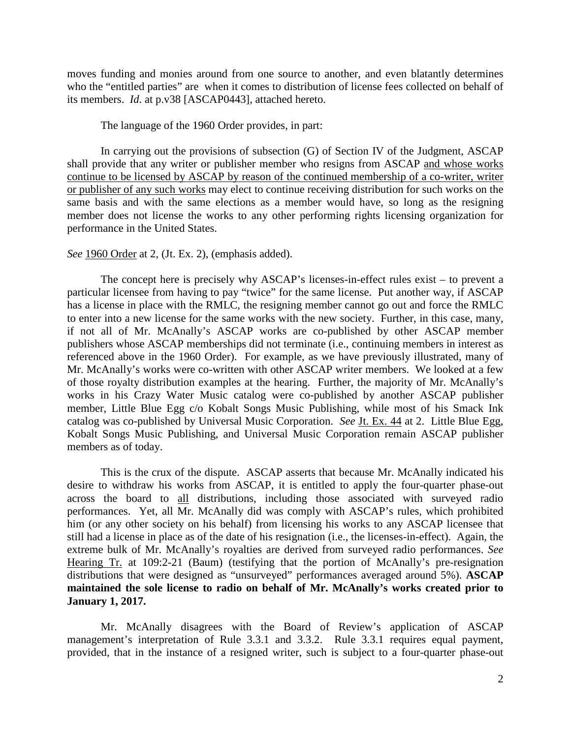moves funding and monies around from one source to another, and even blatantly determines who the "entitled parties" are when it comes to distribution of license fees collected on behalf of its members. *Id.* at p.v38 [ASCAP0443], attached hereto.

The language of the 1960 Order provides, in part:

> In carrying out the provisions of subsection (G) of Section IV of the Judgment, ASCAP shall provide that any writer or publisher member who resigns from ASCAP <u>and whose works continue to be licensed by ASCAP by reason of the continued membership of a co-writer, writer or publisher of any such works</u> may elect to continue receiving distribution for such works on the same basis and with the same elections as a member would have, so long as the resigning member does not license the works to any other performing rights licensing organization for performance in the United States.

*See* <u>1960 Order</u> at 2, (Jt. Ex. 2), (emphasis added).

The concept here is precisely why ASCAP's licenses-in-effect rules exist – to prevent a particular licensee from having to pay "twice" for the same license. Put another way, if ASCAP has a license in place with the RMLC, the resigning member cannot go out and force the RMLC to enter into a new license for the same works with the new society. Further, in this case, many, if not all of Mr. McAnally's ASCAP works are co-published by other ASCAP member publishers whose ASCAP memberships did not terminate (i.e., continuing members in interest as referenced above in the 1960 Order). For example, as we have previously illustrated, many of Mr. McAnally's works were co-written with other ASCAP writer members. We looked at a few of those royalty distribution examples at the hearing. Further, the majority of Mr. McAnally's works in his Crazy Water Music catalog were co-published by another ASCAP publisher member, Little Blue Egg c/o Kobalt Songs Music Publishing, while most of his Smack Ink catalog was co-published by Universal Music Corporation. *See* <u>Jt. Ex. 44</u> at 2. Little Blue Egg, Kobalt Songs Music Publishing, and Universal Music Corporation remain ASCAP publisher members as of today.

This is the crux of the dispute. ASCAP asserts that because Mr. McAnally indicated his desire to withdraw his works from ASCAP, it is entitled to apply the four-quarter phase-out across the board to <u>all</u> distributions, including those associated with surveyed radio performances. Yet, all Mr. McAnally did was comply with ASCAP's rules, which prohibited him (or any other society on his behalf) from licensing his works to any ASCAP licensee that still had a license in place as of the date of his resignation (i.e., the licenses-in-effect). Again, the extreme bulk of Mr. McAnally's royalties are derived from surveyed radio performances. *See* <u>Hearing Tr.</u> at 109:2-21 (Baum) (testifying that the portion of McAnally's pre-resignation distributions that were designed as "unsurveyed" performances averaged around 5%). **ASCAP maintained the sole license to radio on behalf of Mr. McAnally's works created prior to January 1, 2017.**

Mr. McAnally disagrees with the Board of Review's application of ASCAP management's interpretation of Rule 3.3.1 and 3.3.2. Rule 3.3.1 requires equal payment, provided, that in the instance of a resigned writer, such is subject to a four-quarter phase-out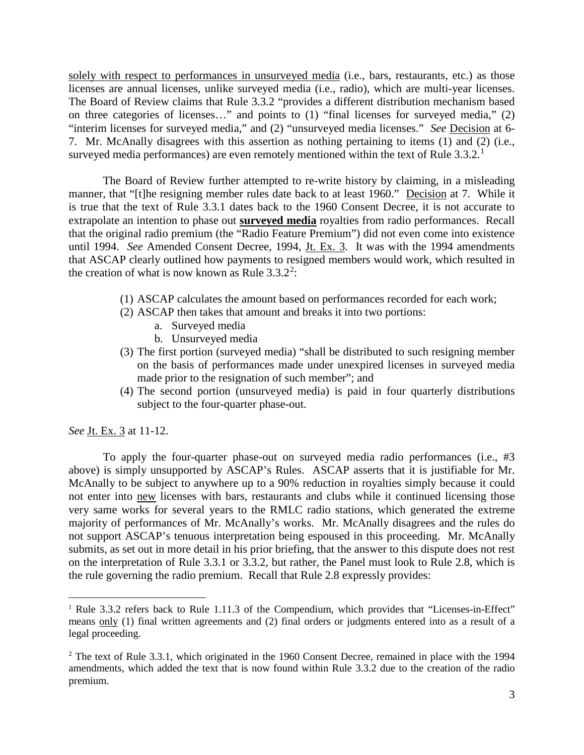solely with respect to performances in unsurveyed media (i.e., bars, restaurants, etc.) as those licenses are annual licenses, unlike surveyed media (i.e., radio), which are multi-year licenses. The Board of Review claims that Rule 3.3.2 "provides a different distribution mechanism based on three categories of licenses…" and points to (1) "final licenses for surveyed media," (2) "interim licenses for surveyed media," and (2) "unsurveyed media licenses." *See* Decision at 6-7. Mr. McAnally disagrees with this assertion as nothing pertaining to items (1) and (2) (i.e., surveyed media performances) are even remotely mentioned within the text of Rule 3.3.2.[1]

The Board of Review further attempted to re-write history by claiming, in a misleading manner, that "[t]he resigning member rules date back to at least 1960." Decision at 7. While it is true that the text of Rule 3.3.1 dates back to the 1960 Consent Decree, it is not accurate to extrapolate an intention to phase out **surveyed media** royalties from radio performances. Recall that the original radio premium (the "Radio Feature Premium") did not even come into existence until 1994. *See* Amended Consent Decree, 1994, Jt. Ex. 3. It was with the 1994 amendments that ASCAP clearly outlined how payments to resigned members would work, which resulted in the creation of what is now known as Rule 3.3.2[2]:

1. ASCAP calculates the amount based on performances recorded for each work;
2. ASCAP then takes that amount and breaks it into two portions:
    a. Surveyed media
    b. Unsurveyed media
3. The first portion (surveyed media) "shall be distributed to such resigning member on the basis of performances made under unexpired licenses in surveyed media made prior to the resignation of such member"; and
4. The second portion (unsurveyed media) is paid in four quarterly distributions subject to the four-quarter phase-out.

*See* Jt. Ex. 3 at 11-12.

To apply the four-quarter phase-out on surveyed media radio performances (i.e., #3 above) is simply unsupported by ASCAP's Rules. ASCAP asserts that it is justifiable for Mr. McAnally to be subject to anywhere up to a 90% reduction in royalties simply because it could not enter into new licenses with bars, restaurants and clubs while it continued licensing those very same works for several years to the RMLC radio stations, which generated the extreme majority of performances of Mr. McAnally's works. Mr. McAnally disagrees and the rules do not support ASCAP's tenuous interpretation being espoused in this proceeding. Mr. McAnally submits, as set out in more detail in his prior briefing, that the answer to this dispute does not rest on the interpretation of Rule 3.3.1 or 3.3.2, but rather, the Panel must look to Rule 2.8, which is the rule governing the radio premium. Recall that Rule 2.8 expressly provides:

---

[1] Rule 3.3.2 refers back to Rule 1.11.3 of the Compendium, which provides that "Licenses-in-Effect" means only (1) final written agreements and (2) final orders or judgments entered into as a result of a legal proceeding.

[2] The text of Rule 3.3.1, which originated in the 1960 Consent Decree, remained in place with the 1994 amendments, which added the text that is now found within Rule 3.3.2 due to the creation of the radio premium.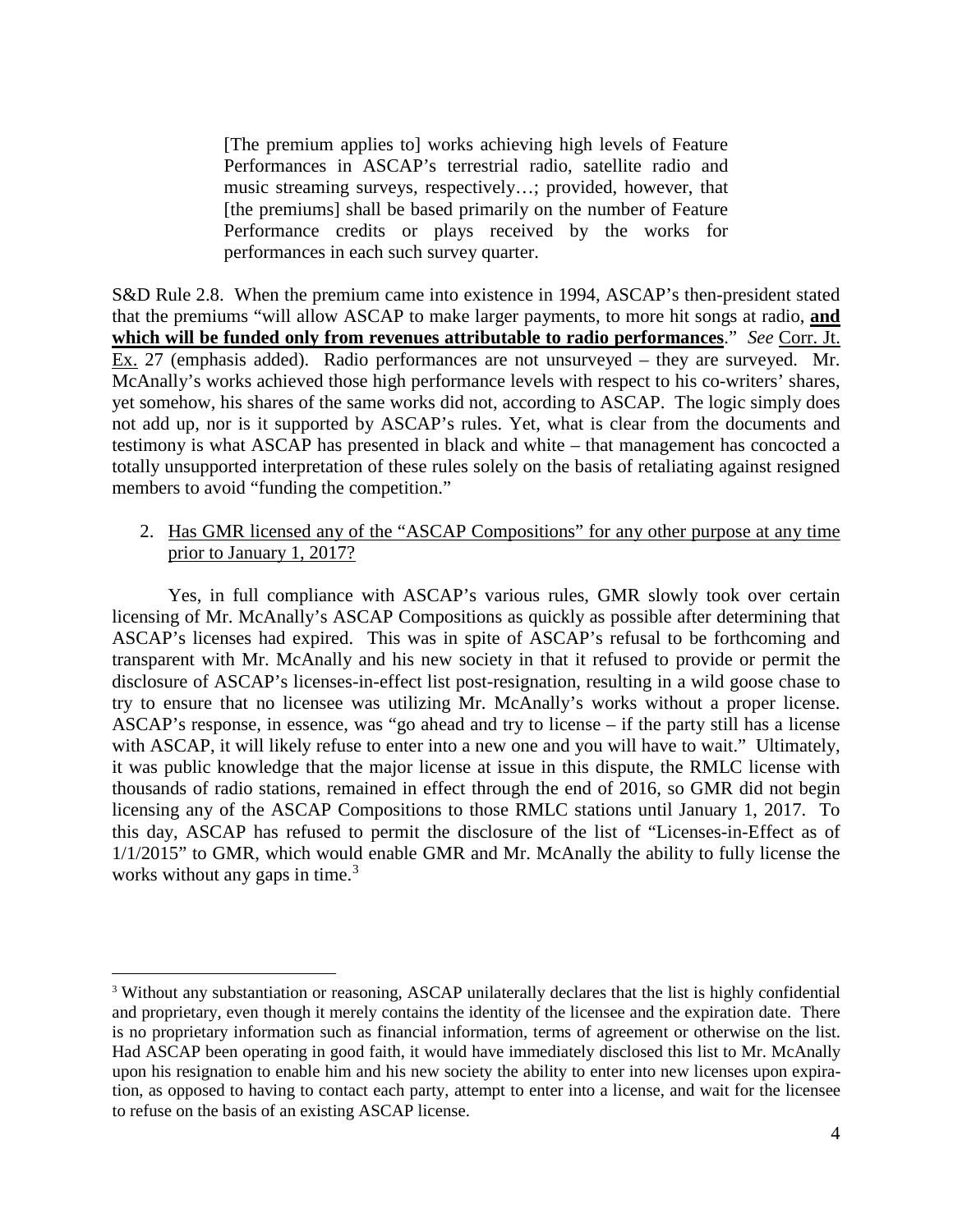> [The premium applies to] works achieving high levels of Feature Performances in ASCAP's terrestrial radio, satellite radio and music streaming surveys, respectively…; provided, however, that [the premiums] shall be based primarily on the number of Feature Performance credits or plays received by the works for performances in each such survey quarter.

S&D Rule 2.8. When the premium came into existence in 1994, ASCAP's then-president stated that the premiums "will allow ASCAP to make larger payments, to more hit songs at radio, **and which will be funded only from revenues attributable to radio performances**." *See* Corr. Jt. Ex. 27 (emphasis added). Radio performances are not unsurveyed – they are surveyed. Mr. McAnally's works achieved those high performance levels with respect to his co-writers' shares, yet somehow, his shares of the same works did not, according to ASCAP. The logic simply does not add up, nor is it supported by ASCAP's rules. Yet, what is clear from the documents and testimony is what ASCAP has presented in black and white – that management has concocted a totally unsupported interpretation of these rules solely on the basis of retaliating against resigned members to avoid "funding the competition."

2. Has GMR licensed any of the "ASCAP Compositions" for any other purpose at any time prior to January 1, 2017?

Yes, in full compliance with ASCAP's various rules, GMR slowly took over certain licensing of Mr. McAnally's ASCAP Compositions as quickly as possible after determining that ASCAP's licenses had expired. This was in spite of ASCAP's refusal to be forthcoming and transparent with Mr. McAnally and his new society in that it refused to provide or permit the disclosure of ASCAP's licenses-in-effect list post-resignation, resulting in a wild goose chase to try to ensure that no licensee was utilizing Mr. McAnally's works without a proper license. ASCAP's response, in essence, was "go ahead and try to license – if the party still has a license with ASCAP, it will likely refuse to enter into a new one and you will have to wait." Ultimately, it was public knowledge that the major license at issue in this dispute, the RMLC license with thousands of radio stations, remained in effect through the end of 2016, so GMR did not begin licensing any of the ASCAP Compositions to those RMLC stations until January 1, 2017. To this day, ASCAP has refused to permit the disclosure of the list of "Licenses-in-Effect as of 1/1/2015" to GMR, which would enable GMR and Mr. McAnally the ability to fully license the works without any gaps in time.[3]

[3] Without any substantiation or reasoning, ASCAP unilaterally declares that the list is highly confidential and proprietary, even though it merely contains the identity of the licensee and the expiration date. There is no proprietary information such as financial information, terms of agreement or otherwise on the list. Had ASCAP been operating in good faith, it would have immediately disclosed this list to Mr. McAnally upon his resignation to enable him and his new society the ability to enter into new licenses upon expiration, as opposed to having to contact each party, attempt to enter into a license, and wait for the licensee to refuse on the basis of an existing ASCAP license.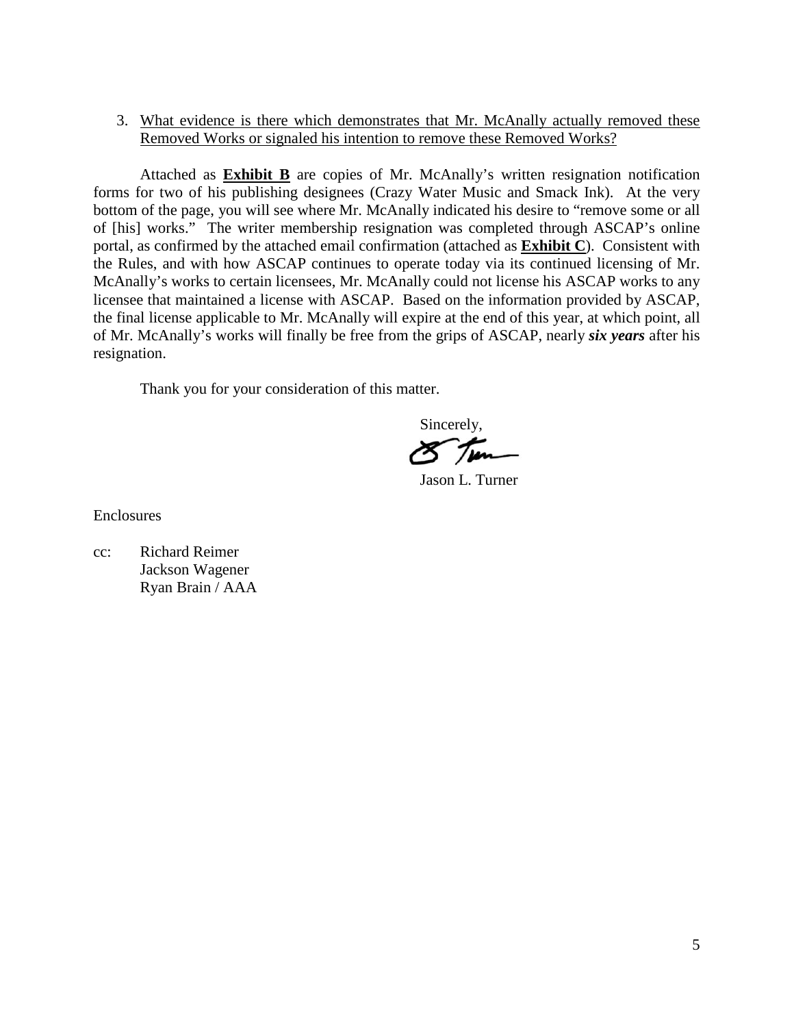3. What evidence is there which demonstrates that Mr. McAnally actually removed these Removed Works or signaled his intention to remove these Removed Works?

Attached as **Exhibit B** are copies of Mr. McAnally's written resignation notification forms for two of his publishing designees (Crazy Water Music and Smack Ink). At the very bottom of the page, you will see where Mr. McAnally indicated his desire to "remove some or all of [his] works." The writer membership resignation was completed through ASCAP's online portal, as confirmed by the attached email confirmation (attached as **Exhibit C**). Consistent with the Rules, and with how ASCAP continues to operate today via its continued licensing of Mr. McAnally's works to certain licensees, Mr. McAnally could not license his ASCAP works to any licensee that maintained a license with ASCAP. Based on the information provided by ASCAP, the final license applicable to Mr. McAnally will expire at the end of this year, at which point, all of Mr. McAnally's works will finally be free from the grips of ASCAP, nearly ***six years*** after his resignation.

Thank you for your consideration of this matter.

Sincerely,

Jason L. Turner

Enclosures

cc: Richard Reimer
Jackson Wagener
Ryan Brain / AAA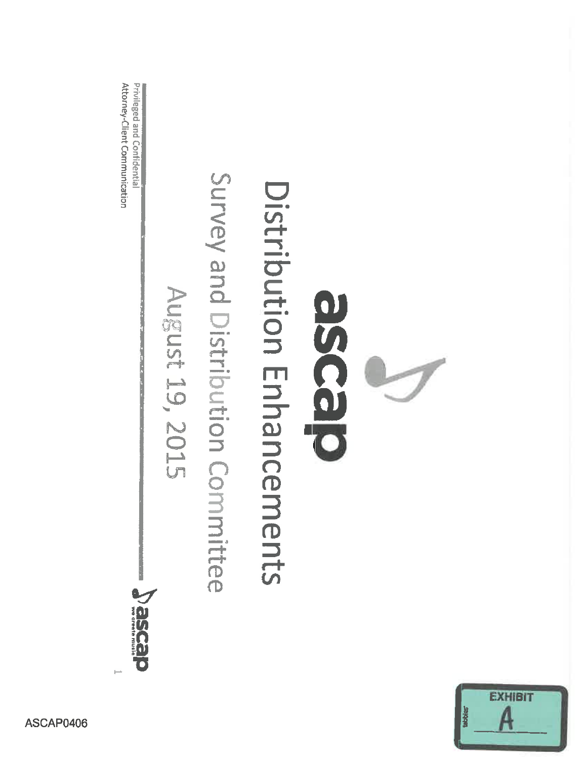# ascap

# Distribution Enhancements

## Survey and Distribution Committee

August 19, 2015

Privileged and Confidential
Attorney-Client Communication

ascap
we create music

EXHIBIT
A

ASCAP0406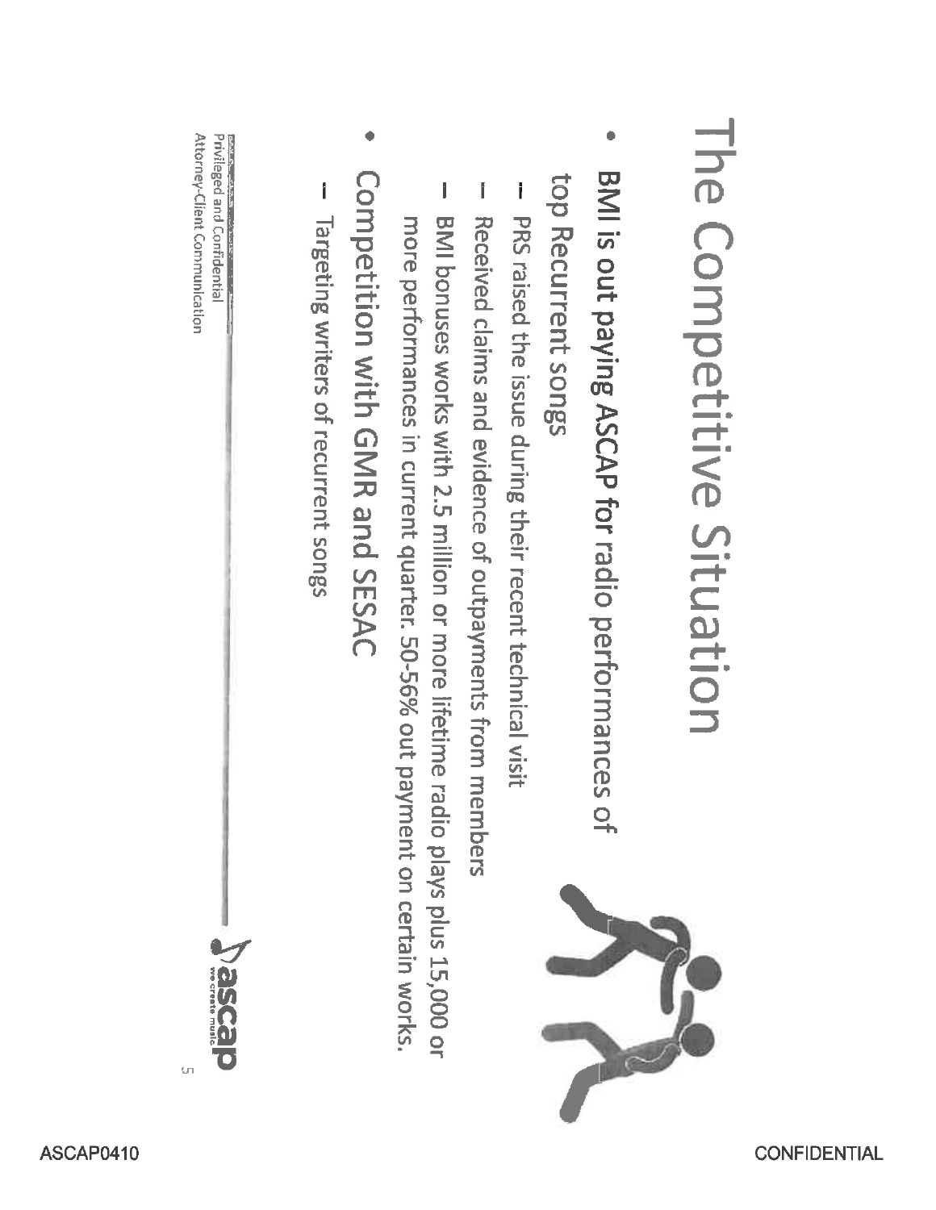# The Competitive Situation

- **BMI is out paying ASCAP for radio performances of top Recurrent songs**
  - PRS raised the issue during their recent technical visit
  - Received claims and evidence of outpayments from members
  - BMI bonuses works with 2.5 million or more lifetime radio plays plus 15,000 or more performances in current quarter. 50-56% out payment on certain works.
- **Competition with GMR and SESAC**
  - Targeting writers of recurrent songs

Privileged and Confidential
Attorney-Client Communication

ASCAP0410

CONFIDENTIAL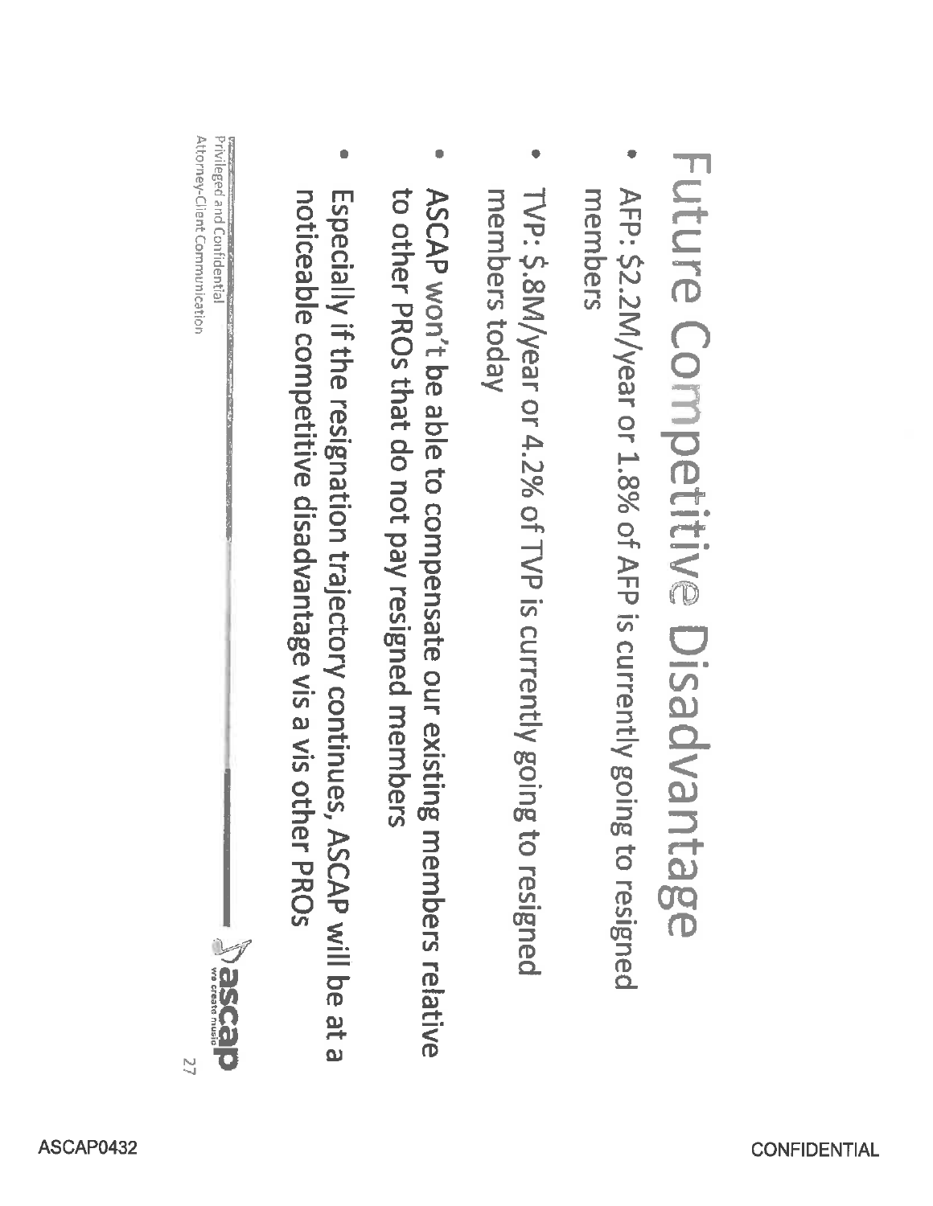# Future Competitive Disadvantage

- AFP: $2.2M/year or 1.8% of AFP is currently going to resigned members
- TVP: $.8M/year or 4.2% of TVP is currently going to resigned members today
- ASCAP won't be able to compensate our existing members relative to other PROs that do not pay resigned members
- Especially if the resignation trajectory continues, ASCAP will be at a noticeable competitive disadvantage vis a vis other PROs

Privileged and Confidential
Attorney-Client Communication

ASCAP0432

CONFIDENTIAL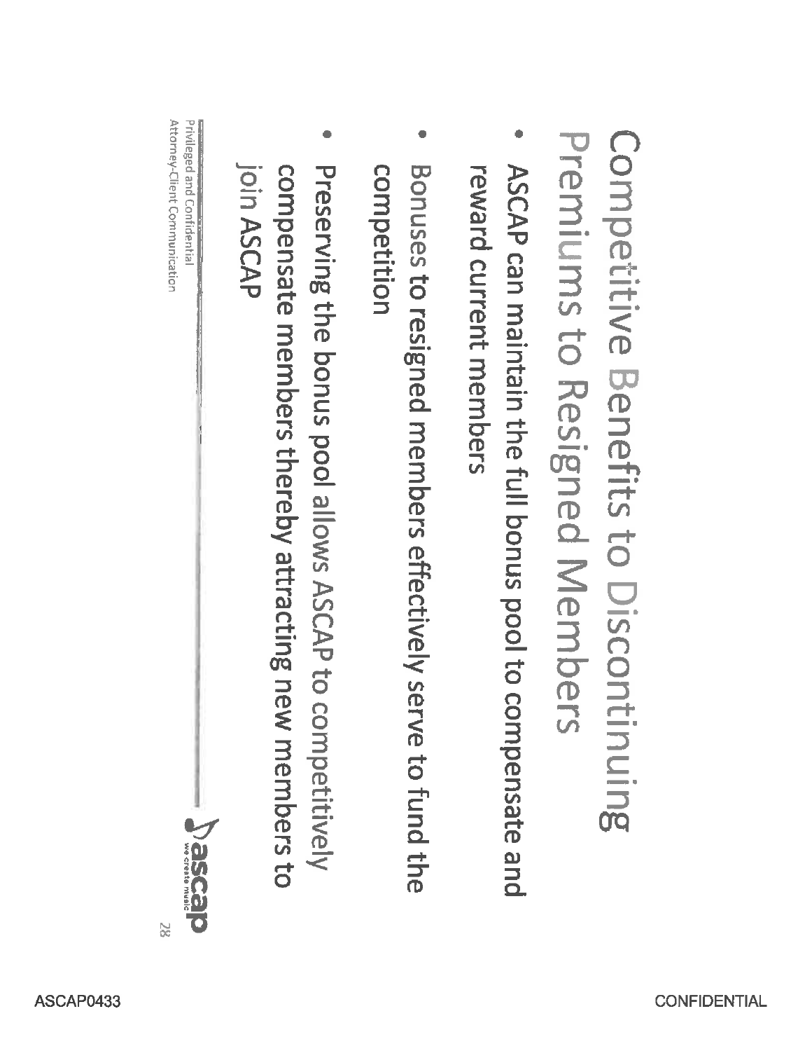# Competitive Benefits to Discontinuing Premiums to Resigned Members

- ASCAP can maintain the full bonus pool to compensate and reward current members
- Bonuses to resigned members effectively serve to fund the competition
- Preserving the bonus pool allows ASCAP to competitively compensate members thereby attracting new members to join ASCAP

Privileged and Confidential
Attorney-Client Communication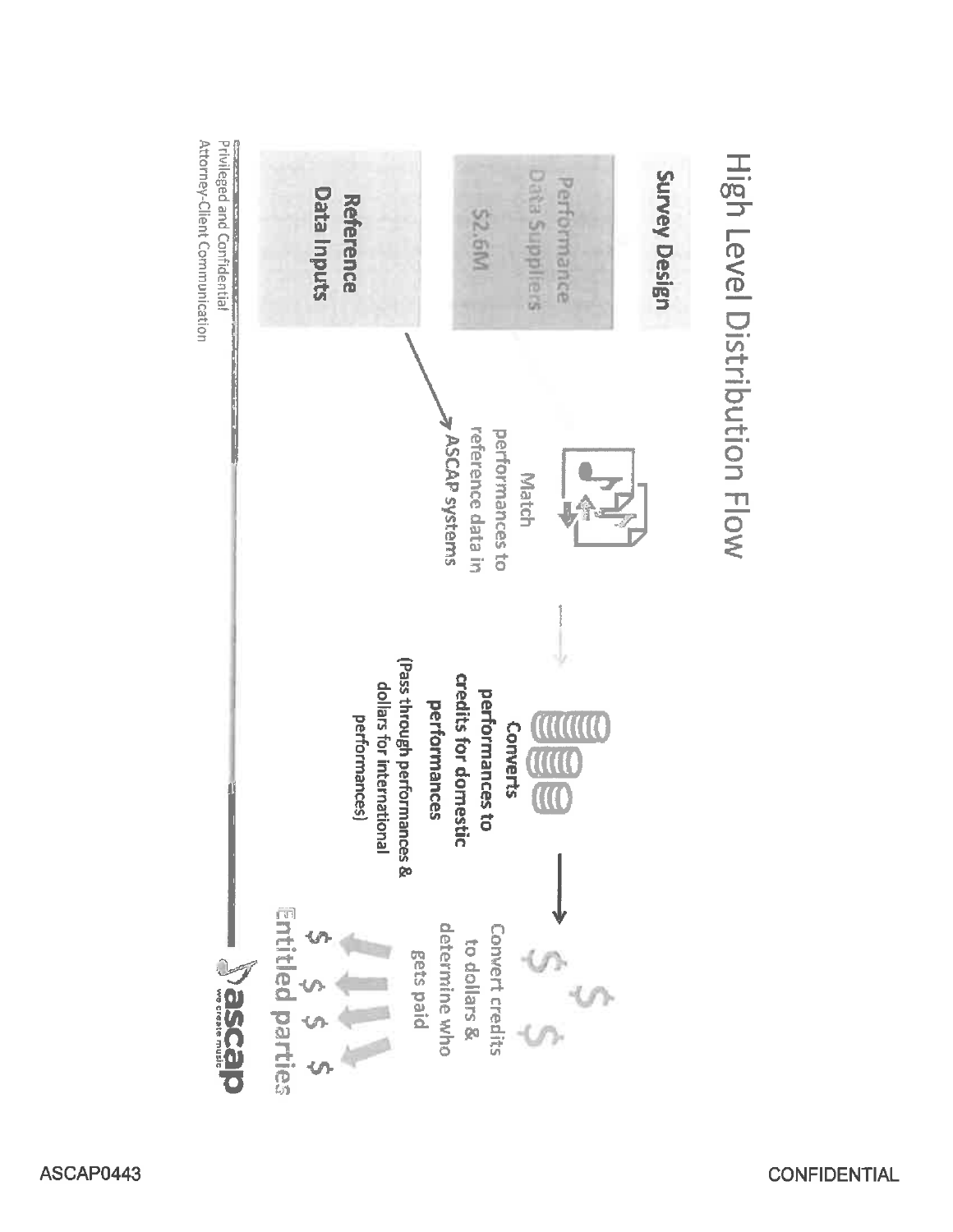# High Level Distribution Flow

**Survey Design**

Performance Data Suppliers

$2.6M

**Reference Data Inputs**

Match performances to reference data in ASCAP systems

**Converts performances to credits for domestic performances**

**(Pass through performances & dollars for international performances)**

Convert credits to dollars & determine who gets paid

$ $ $ $

Entitled parties

Privileged and Confidential
Attorney-Client Communication

ascap
we create music

ASCAP0443

CONFIDENTIAL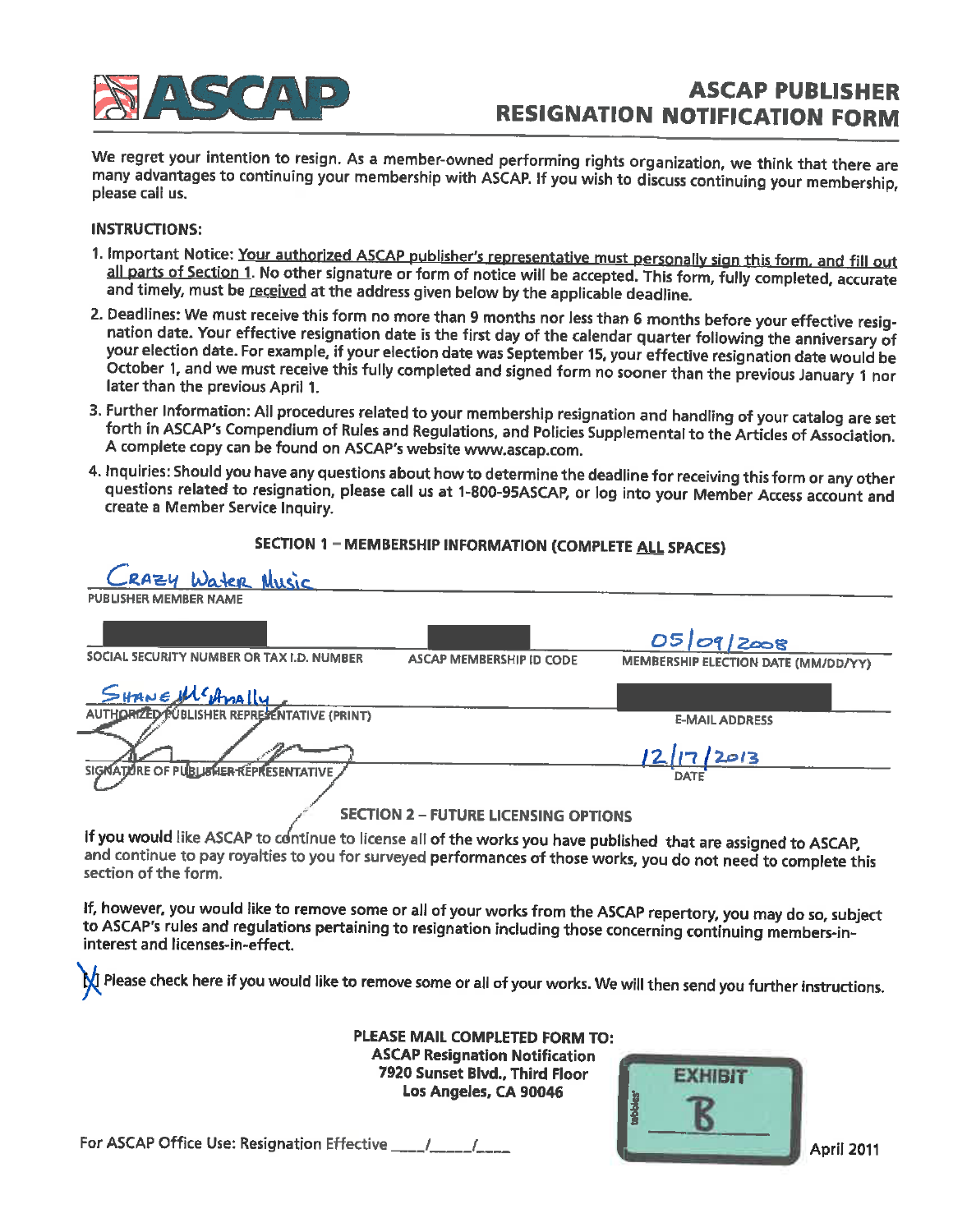# ASCAP

## ASCAP PUBLISHER RESIGNATION NOTIFICATION FORM

We regret your intention to resign. As a member-owned performing rights organization, we think that there are many advantages to continuing your membership with ASCAP. If you wish to discuss continuing your membership, please call us.

**INSTRUCTIONS:**

1. Important Notice: Your authorized ASCAP publisher's representative must personally sign this form, and fill out all parts of Section 1. No other signature or form of notice will be accepted. This form, fully completed, accurate and timely, must be received at the address given below by the applicable deadline.
2. Deadlines: We must receive this form no more than 9 months nor less than 6 months before your effective resignation date. Your effective resignation date is the first day of the calendar quarter following the anniversary of your election date. For example, if your election date was September 15, your effective resignation date would be October 1, and we must receive this fully completed and signed form no sooner than the previous January 1 nor later than the previous April 1.
3. Further Information: All procedures related to your membership resignation and handling of your catalog are set forth in ASCAP's Compendium of Rules and Regulations, and Policies Supplemental to the Articles of Association. A complete copy can be found on ASCAP's website www.ascap.com.
4. Inquiries: Should you have any questions about how to determine the deadline for receiving this form or any other questions related to resignation, please call us at 1-800-95ASCAP, or log into your Member Access account and create a Member Service Inquiry.

**SECTION 1 – MEMBERSHIP INFORMATION (COMPLETE ALL SPACES)**

Crazy Water Music
PUBLISHER MEMBER NAME

[REDACTED]
SOCIAL SECURITY NUMBER OR TAX I.D. NUMBER

[REDACTED]
ASCAP MEMBERSHIP ID CODE

05/09/2008
MEMBERSHIP ELECTION DATE (MM/DD/YY)

Shane McAnally
AUTHORIZED PUBLISHER REPRESENTATIVE (PRINT)

[REDACTED]
E-MAIL ADDRESS

[Signature]
SIGNATURE OF PUBLISHER REPRESENTATIVE

12/17/2013
DATE

**SECTION 2 – FUTURE LICENSING OPTIONS**

If you would like ASCAP to continue to license all of the works you have published that are assigned to ASCAP, and continue to pay royalties to you for surveyed performances of those works, you do not need to complete this section of the form.

If, however, you would like to remove some or all of your works from the ASCAP repertory, you may do so, subject to ASCAP's rules and regulations pertaining to resignation including those concerning continuing members-in-interest and licenses-in-effect.

[X] Please check here if you would like to remove some or all of your works. We will then send you further instructions.

**PLEASE MAIL COMPLETED FORM TO:**
**ASCAP Resignation Notification**
**7920 Sunset Blvd., Third Floor**
**Los Angeles, CA 90046**

EXHIBIT B

For ASCAP Office Use: Resignation Effective ____/_____/____

April 2011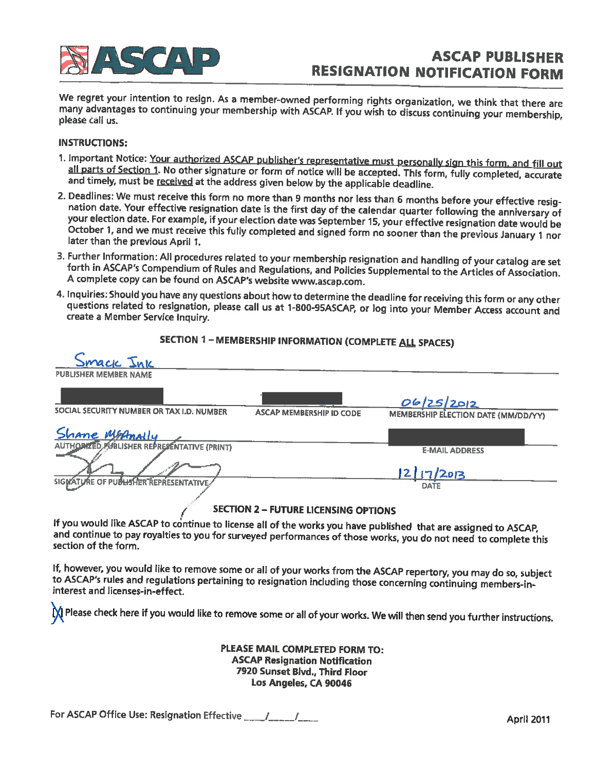# ASCAP

## ASCAP PUBLISHER RESIGNATION NOTIFICATION FORM

We regret your intention to resign. As a member-owned performing rights organization, we think that there are many advantages to continuing your membership with ASCAP. If you wish to discuss continuing your membership, please call us.

**INSTRUCTIONS:**

1. Important Notice: Your authorized ASCAP publisher's representative must personally sign this form, and fill out all parts of Section 1. No other signature or form of notice will be accepted. This form, fully completed, accurate and timely, must be received at the address given below by the applicable deadline.
2. Deadlines: We must receive this form no more than 9 months nor less than 6 months before your effective resignation date. Your effective resignation date is the first day of the calendar quarter following the anniversary of your election date. For example, if your election date was September 15, your effective resignation date would be October 1, and we must receive this fully completed and signed form no sooner than the previous January 1 nor later than the previous April 1.
3. Further Information: All procedures related to your membership resignation and handling of your catalog are set forth in ASCAP's Compendium of Rules and Regulations, and Policies Supplemental to the Articles of Association. A complete copy can be found on ASCAP's website www.ascap.com.
4. Inquiries: Should you have any questions about how to determine the deadline for receiving this form or any other questions related to resignation, please call us at 1-800-95ASCAP, or log into your Member Access account and create a Member Service Inquiry.

### SECTION 1 – MEMBERSHIP INFORMATION (COMPLETE ALL SPACES)

PUBLISHER MEMBER NAME: Smack Ink

SOCIAL SECURITY NUMBER OR TAX I.D. NUMBER: [REDACTED]

ASCAP MEMBERSHIP ID CODE: [REDACTED]

MEMBERSHIP ELECTION DATE (MM/DD/YY): 06/25/2012

AUTHORIZED PUBLISHER REPRESENTATIVE (PRINT): Shane McAnally

E-MAIL ADDRESS: [REDACTED]

SIGNATURE OF PUBLISHER REPRESENTATIVE: [signature]

DATE: 12/17/2013

### SECTION 2 – FUTURE LICENSING OPTIONS

If you would like ASCAP to continue to license all of the works you have published that are assigned to ASCAP, and continue to pay royalties to you for surveyed performances of those works, you do not need to complete this section of the form.

If, however, you would like to remove some or all of your works from the ASCAP repertory, you may do so, subject to ASCAP's rules and regulations pertaining to resignation including those concerning continuing members-in-interest and licenses-in-effect.

[X] Please check here if you would like to remove some or all of your works. We will then send you further instructions.

**PLEASE MAIL COMPLETED FORM TO:**
**ASCAP Resignation Notification**
**7920 Sunset Blvd., Third Floor**
**Los Angeles, CA 90046**

For ASCAP Office Use: Resignation Effective \_\_\_\_/\_\_\_\_/\_\_\_\_

April 2011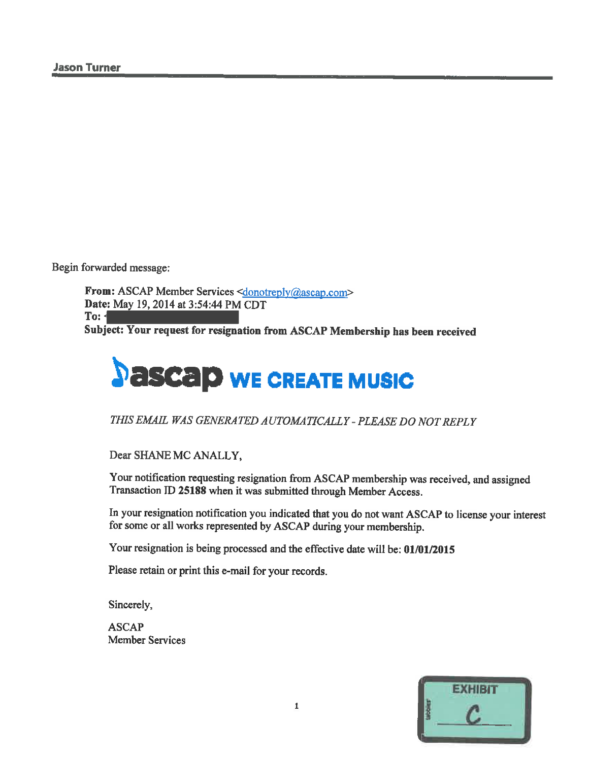**Jason Turner**

Begin forwarded message:

**From:** ASCAP Member Services <donotreply@ascap.com>
**Date:** May 19, 2014 at 3:54:44 PM CDT
**To:** <
**Subject: Your request for resignation from ASCAP Membership has been received**

**ascap WE CREATE MUSIC**

*THIS EMAIL WAS GENERATED AUTOMATICALLY - PLEASE DO NOT REPLY*

Dear SHANE MC ANALLY,

Your notification requesting resignation from ASCAP membership was received, and assigned Transaction ID **25188** when it was submitted through Member Access.

In your resignation notification you indicated that you do not want ASCAP to license your interest for some or all works represented by ASCAP during your membership.

Your resignation is being processed and the effective date will be: **01/01/2015**

Please retain or print this e-mail for your records.

Sincerely,

ASCAP
Member Services

EXHIBIT C